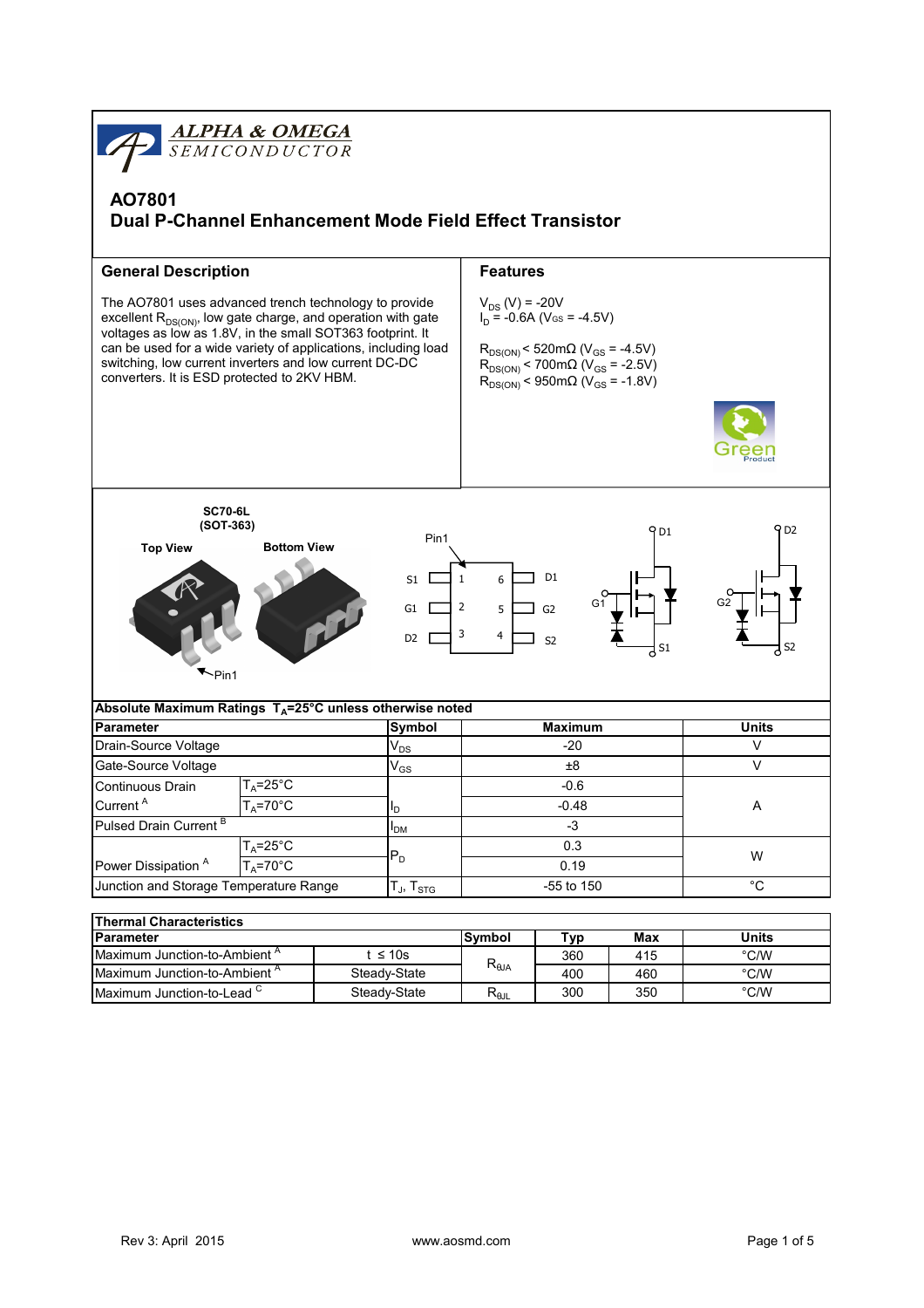ALPHA & OMEGA SEMICONDUCTOR

# AO7801
## Dual P-Channel Enhancement Mode Field Effect Transistor

### General Description

The AO7801 uses advanced trench technology to provide excellent $R_{DS(ON)}$, low gate charge, and operation with gate voltages as low as 1.8V, in the small SOT363 footprint. It can be used for a wide variety of applications, including load switching, low current inverters and low current DC-DC converters. It is ESD protected to 2KV HBM.

### Features

$V_{DS}$ (V) = -20V
$I_D$ = -0.6A ($V_{GS}$ = -4.5V)

$R_{DS(ON)}$ < 520mΩ ($V_{GS}$ = -4.5V)
$R_{DS(ON)}$ < 700mΩ ($V_{GS}$ = -2.5V)
$R_{DS(ON)}$ < 950mΩ ($V_{GS}$ = -1.8V)

Green Product

SC70-6L (SOT-363)

Top View | Bottom View

Pin1

| Pin | Name | Pin | Name |
|---|---|---|---|
| 1 | S1 | 6 | D1 |
| 2 | G1 | 5 | G2 |
| 3 | D2 | 4 | S2 |

| Absolute Maximum Ratings $T_A$=25°C unless otherwise noted | | | | |
|---|---|---|---|---|
| **Parameter** | | **Symbol** | **Maximum** | **Units** |
| Drain-Source Voltage | | $V_{DS}$ | -20 | V |
| Gate-Source Voltage | | $V_{GS}$ | ±8 | V |
| Continuous Drain Current [A] | $T_A$=25°C | $I_D$ | -0.6 | A |
| | $T_A$=70°C | | -0.48 | |
| Pulsed Drain Current [B] | | $I_{DM}$ | -3 | |
| Power Dissipation [A] | $T_A$=25°C | $P_D$ | 0.3 | W |
| | $T_A$=70°C | | 0.19 | |
| Junction and Storage Temperature Range | | $T_J$, $T_{STG}$ | -55 to 150 | °C |

| Thermal Characteristics | | | | | |
|---|---|---|---|---|---|
| **Parameter** | | **Symbol** | **Typ** | **Max** | **Units** |
| Maximum Junction-to-Ambient [A] | t ≤ 10s | $R_{\theta JA}$ | 360 | 415 | °C/W |
| Maximum Junction-to-Ambient [A] | Steady-State | | 400 | 460 | °C/W |
| Maximum Junction-to-Lead [C] | Steady-State | $R_{\theta JL}$ | 300 | 350 | °C/W |

Rev 3: April 2015 www.aosmd.com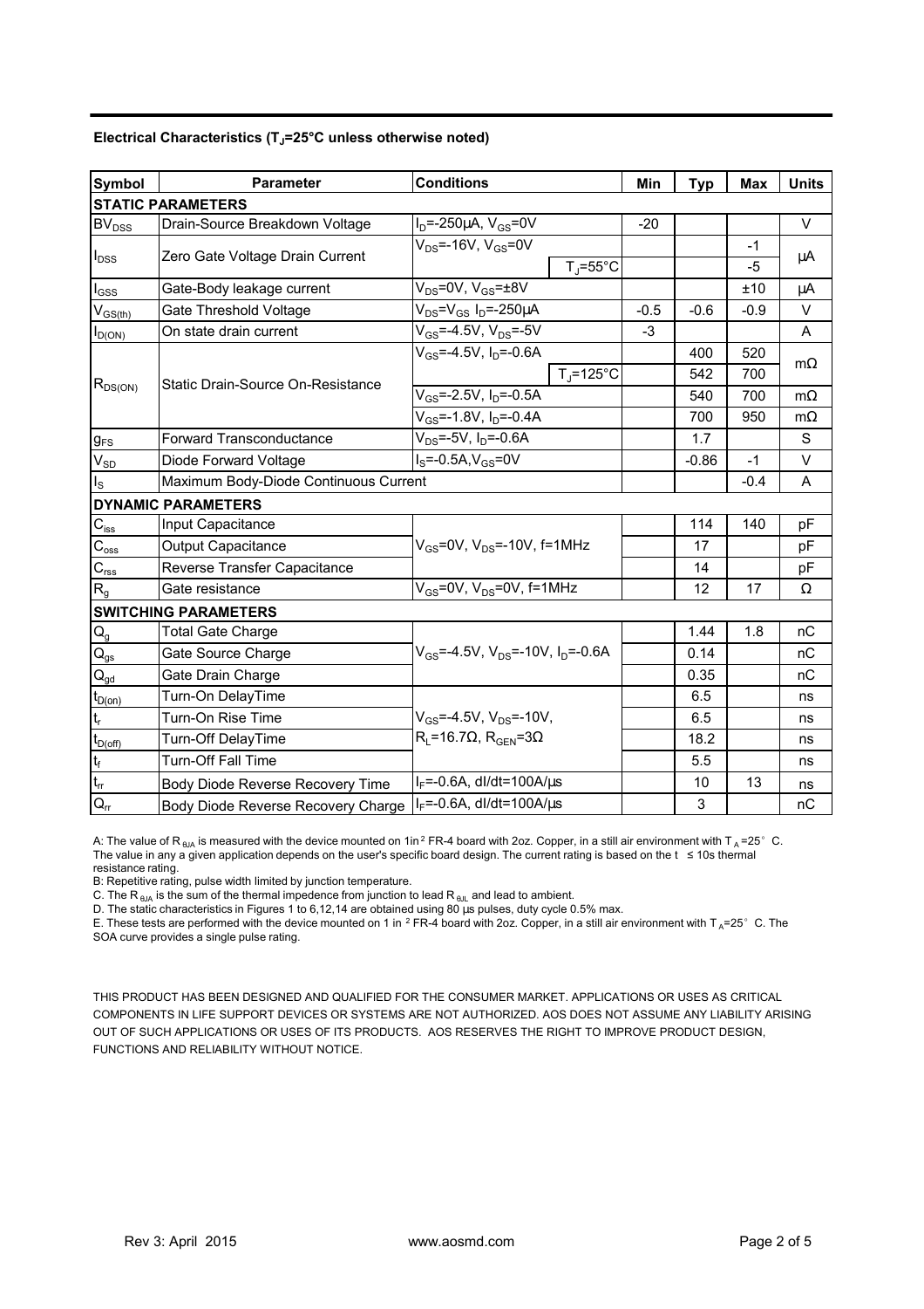**Electrical Characteristics ($T_J$=25°C unless otherwise noted)**

| Symbol | Parameter | Conditions | | Min | Typ | Max | Units |
|---|---|---|---|---|---|---|---|
| **STATIC PARAMETERS** | | | | | | | |
| $BV_{DSS}$ | Drain-Source Breakdown Voltage | $I_D$=-250µA, $V_{GS}$=0V | | -20 | | | V |
| $I_{DSS}$ | Zero Gate Voltage Drain Current | $V_{DS}$=-16V, $V_{GS}$=0V | | | | -1 | µA |
| | | | $T_J$=55°C | | | -5 | |
| $I_{GSS}$ | Gate-Body leakage current | $V_{DS}$=0V, $V_{GS}$=±8V | | | | ±10 | µA |
| $V_{GS(th)}$ | Gate Threshold Voltage | $V_{DS}$=$V_{GS}$ $I_D$=-250µA | | -0.5 | -0.6 | -0.9 | V |
| $I_{D(ON)}$ | On state drain current | $V_{GS}$=-4.5V, $V_{DS}$=-5V | | -3 | | | A |
| $R_{DS(ON)}$ | Static Drain-Source On-Resistance | $V_{GS}$=-4.5V, $I_D$=-0.6A | | | 400 | 520 | mΩ |
| | | | $T_J$=125°C | | 542 | 700 | |
| | | $V_{GS}$=-2.5V, $I_D$=-0.5A | | | 540 | 700 | mΩ |
| | | $V_{GS}$=-1.8V, $I_D$=-0.4A | | | 700 | 950 | mΩ |
| $g_{FS}$ | Forward Transconductance | $V_{DS}$=-5V, $I_D$=-0.6A | | | 1.7 | | S |
| $V_{SD}$ | Diode Forward Voltage | $I_S$=-0.5A,$V_{GS}$=0V | | | -0.86 | -1 | V |
| $I_S$ | Maximum Body-Diode Continuous Current | | | | | -0.4 | A |
| **DYNAMIC PARAMETERS** | | | | | | | |
| $C_{iss}$ | Input Capacitance | $V_{GS}$=0V, $V_{DS}$=-10V, f=1MHz | | | 114 | 140 | pF |
| $C_{oss}$ | Output Capacitance | | | | 17 | | pF |
| $C_{rss}$ | Reverse Transfer Capacitance | | | | 14 | | pF |
| $R_g$ | Gate resistance | $V_{GS}$=0V, $V_{DS}$=0V, f=1MHz | | | 12 | 17 | Ω |
| **SWITCHING PARAMETERS** | | | | | | | |
| $Q_g$ | Total Gate Charge | $V_{GS}$=-4.5V, $V_{DS}$=-10V, $I_D$=-0.6A | | | 1.44 | 1.8 | nC |
| $Q_{gs}$ | Gate Source Charge | | | | 0.14 | | nC |
| $Q_{gd}$ | Gate Drain Charge | | | | 0.35 | | nC |
| $t_{D(on)}$ | Turn-On DelayTime | $V_{GS}$=-4.5V, $V_{DS}$=-10V, $R_L$=16.7Ω, $R_{GEN}$=3Ω | | | 6.5 | | ns |
| $t_r$ | Turn-On Rise Time | | | | 6.5 | | ns |
| $t_{D(off)}$ | Turn-Off DelayTime | | | | 18.2 | | ns |
| $t_f$ | Turn-Off Fall Time | | | | 5.5 | | ns |
| $t_{rr}$ | Body Diode Reverse Recovery Time | $I_F$=-0.6A, dI/dt=100A/µs | | | 10 | 13 | ns |
| $Q_{rr}$ | Body Diode Reverse Recovery Charge | $I_F$=-0.6A, dI/dt=100A/µs | | | 3 | | nC |

A: The value of $R_{\theta JA}$ is measured with the device mounted on 1in² FR-4 board with 2oz. Copper, in a still air environment with $T_A$=25° C. The value in any a given application depends on the user's specific board design. The current rating is based on the t ≤ 10s thermal resistance rating.
B: Repetitive rating, pulse width limited by junction temperature.
C. The $R_{\theta JA}$ is the sum of the thermal impedence from junction to lead $R_{\theta JL}$ and lead to ambient.
D. The static characteristics in Figures 1 to 6,12,14 are obtained using 80 µs pulses, duty cycle 0.5% max.
E. These tests are performed with the device mounted on 1 in ² FR-4 board with 2oz. Copper, in a still air environment with $T_A$=25° C. The SOA curve provides a single pulse rating.

THIS PRODUCT HAS BEEN DESIGNED AND QUALIFIED FOR THE CONSUMER MARKET. APPLICATIONS OR USES AS CRITICAL COMPONENTS IN LIFE SUPPORT DEVICES OR SYSTEMS ARE NOT AUTHORIZED. AOS DOES NOT ASSUME ANY LIABILITY ARISING OUT OF SUCH APPLICATIONS OR USES OF ITS PRODUCTS. AOS RESERVES THE RIGHT TO IMPROVE PRODUCT DESIGN, FUNCTIONS AND RELIABILITY WITHOUT NOTICE.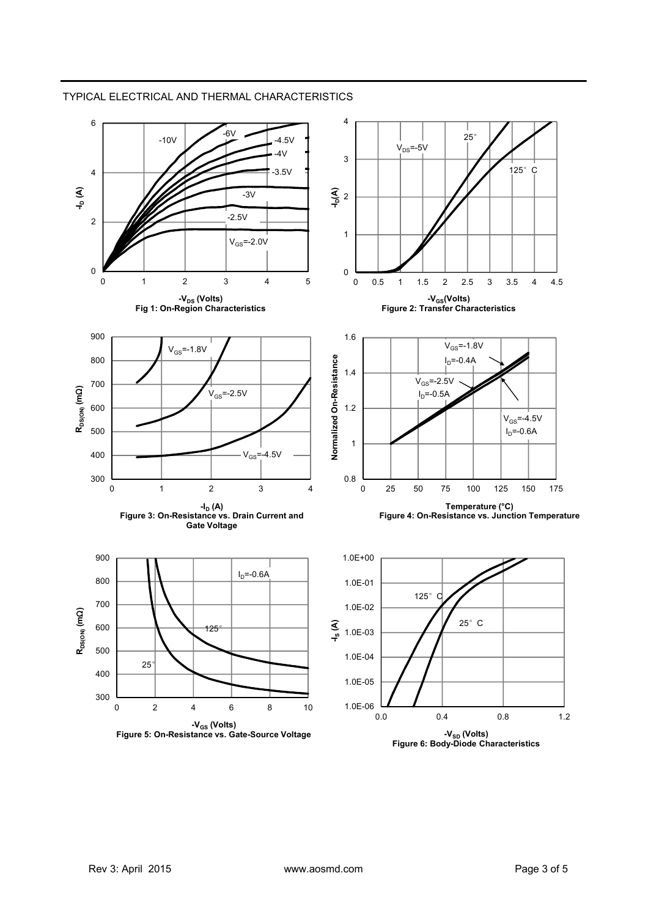TYPICAL ELECTRICAL AND THERMAL CHARACTERISTICS

Fig 1: On-Region Characteristics

Figure 2: Transfer Characteristics

Figure 3: On-Resistance vs. Drain Current and Gate Voltage

Figure 4: On-Resistance vs. Junction Temperature

Figure 5: On-Resistance vs. Gate-Source Voltage

Figure 6: Body-Diode Characteristics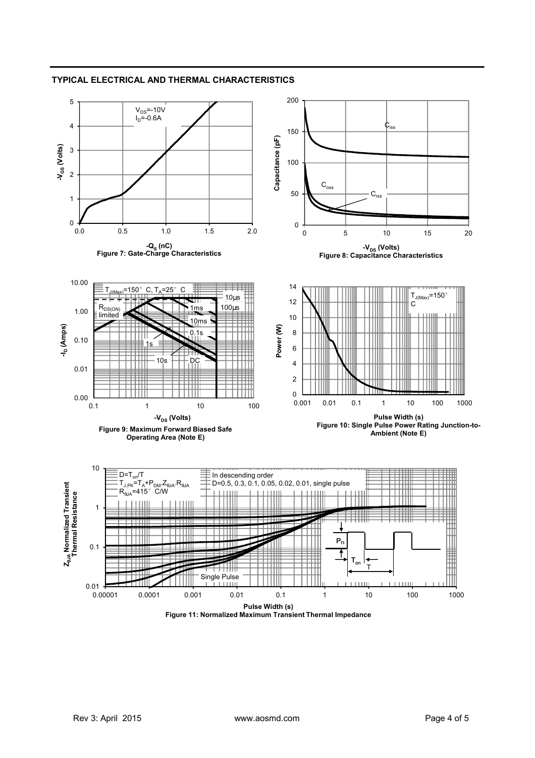## TYPICAL ELECTRICAL AND THERMAL CHARACTERISTICS

$V_{DS}$=-10V
$I_D$=-0.6A

$-V_{GS}$ (Volts)

$-Q_g$ (nC)

**Figure 7: Gate-Charge Characteristics**

$C_{iss}$

$C_{oss}$

$C_{rss}$

Capacitance (pF)

$-V_{DS}$ (Volts)

**Figure 8: Capacitance Characteristics**

$T_{J(Max)}$=150° C, $T_A$=25° C

$R_{DS(ON)}$ limited

10µs

100µs

1ms

10ms

0.1s

1s

10s

DC

$-I_D$ (Amps)

$-V_{DS}$ (Volts)

**Figure 9: Maximum Forward Biased Safe Operating Area (Note E)**

$T_{J(Max)}$=150° C

Power (W)

Pulse Width (s)

**Figure 10: Single Pulse Power Rating Junction-to-Ambient (Note E)**

D=$T_{on}$/T
$T_{J,PK}$=$T_A$+$P_{DM}$.$Z_{\theta JA}$.$R_{\theta JA}$
$R_{\theta JA}$=415° C/W

In descending order
D=0.5, 0.3, 0.1, 0.05, 0.02, 0.01, single pulse

Single Pulse

$P_D$

$T_{on}$

T

$Z_{\theta JA}$ Normalized Transient Thermal Resistance

Pulse Width (s)

**Figure 11: Normalized Maximum Transient Thermal Impedance**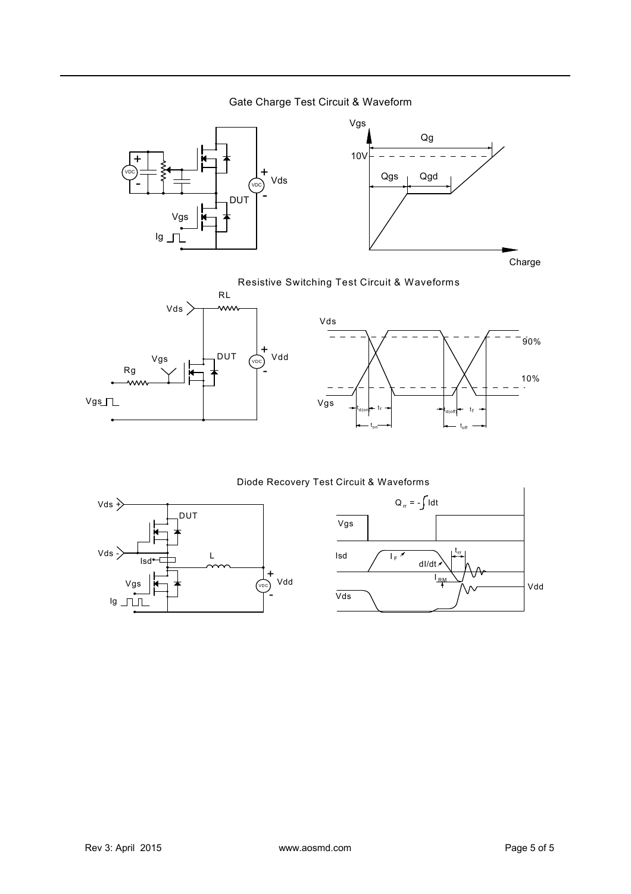## Gate Charge Test Circuit & Waveform

VDC
Vds
DUT
Vgs
Ig

Vgs
Qg
10V
Qgs
Qgd
Charge

## Resistive Switching Test Circuit & Waveforms

RL
Vds
Vgs
DUT
Vdd
Rg
Vgs

Vds
90%
10%
Vgs
$t_{d(on)}$
$t_r$
$t_{on}$
$t_{d(off)}$
$t_f$
$t_{off}$

## Diode Recovery Test Circuit & Waveforms

Vds +
DUT
Vds -
Isd
L
Vgs
Vdd
Ig

$Q_{rr} = -\int Idt$
Vgs
Isd
$I_F$
$t_{rr}$
dI/dt
$I_{RM}$
Vds
Vdd